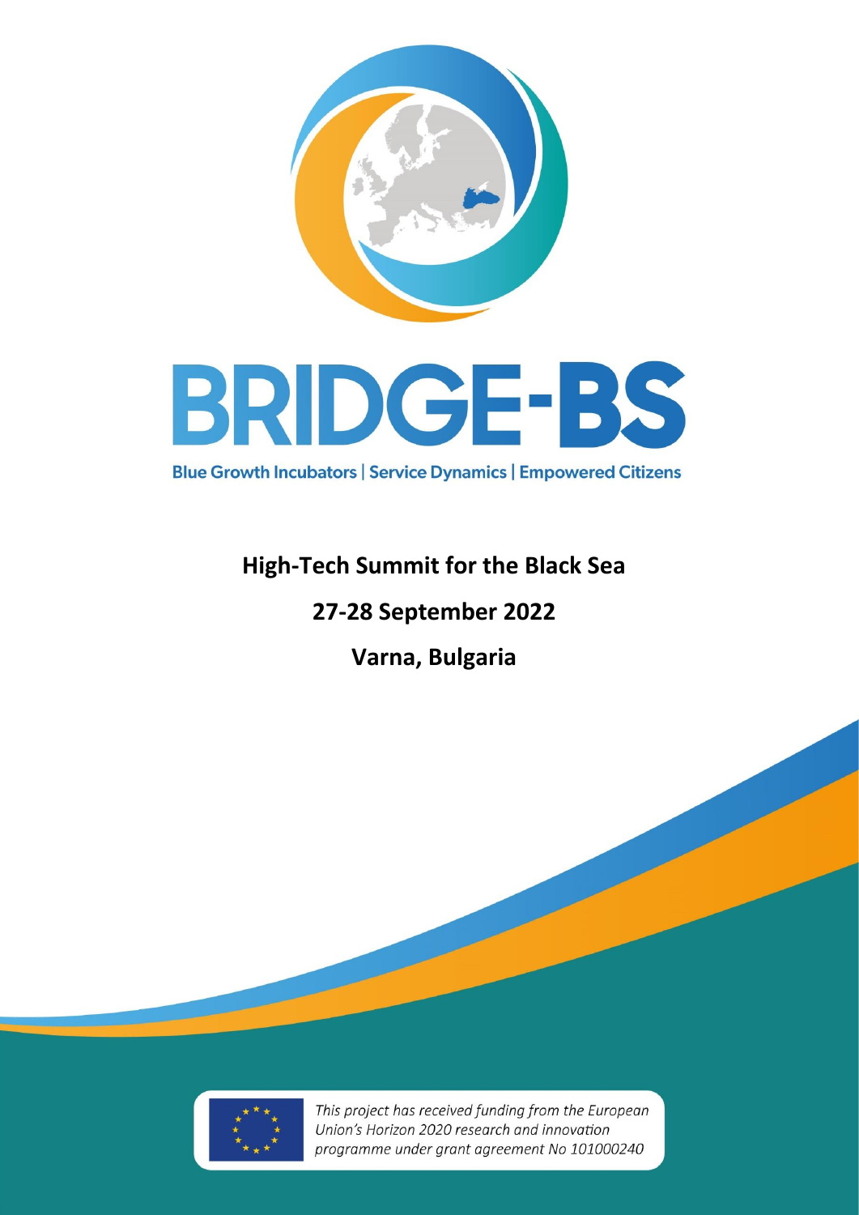# BRIDGE-BS

**Blue Growth Incubators | Service Dynamics | Empowered Citizens**

## High-Tech Summit for the Black Sea

## 27-28 September 2022

## Varna, Bulgaria

*This project has received funding from the European Union's Horizon 2020 research and innovation programme under grant agreement No 101000240*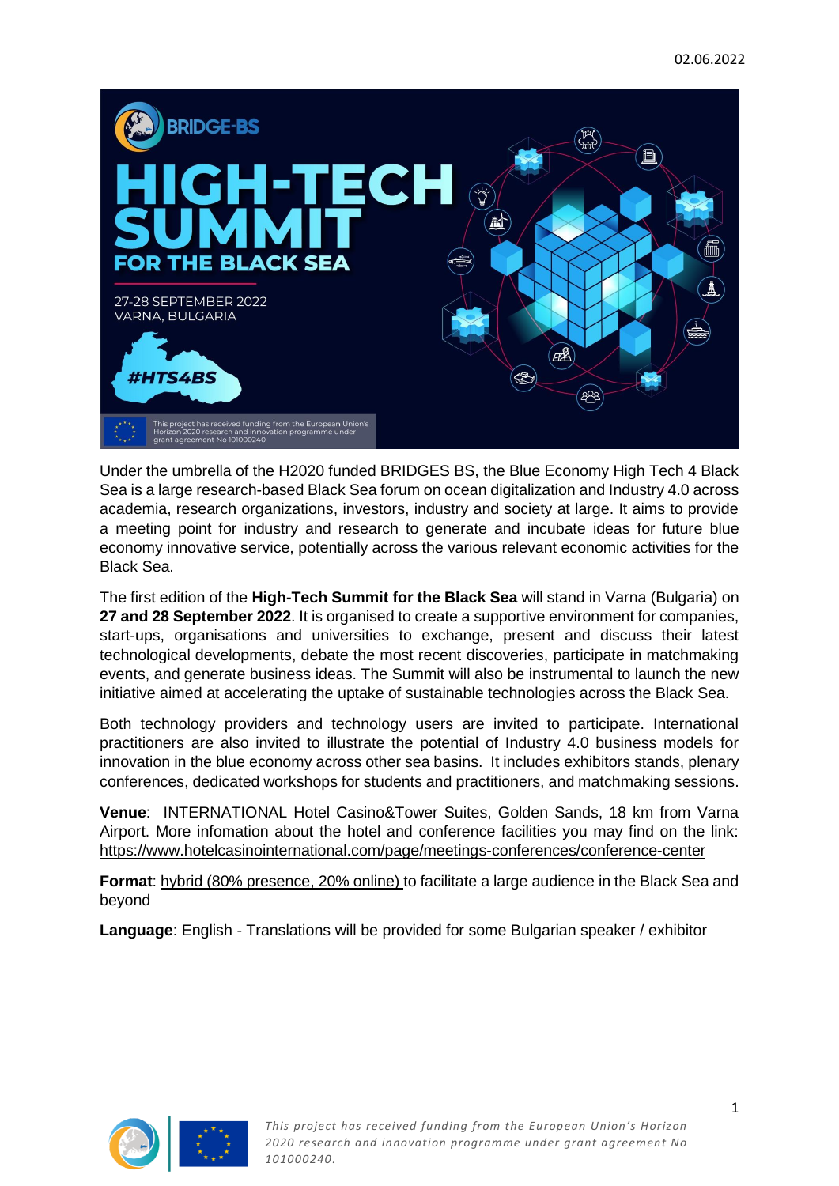02.06.2022

Under the umbrella of the H2020 funded BRIDGES BS, the Blue Economy High Tech 4 Black Sea is a large research-based Black Sea forum on ocean digitalization and Industry 4.0 across academia, research organizations, investors, industry and society at large. It aims to provide a meeting point for industry and research to generate and incubate ideas for future blue economy innovative service, potentially across the various relevant economic activities for the Black Sea.

The first edition of the **High-Tech Summit for the Black Sea** will stand in Varna (Bulgaria) on **27 and 28 September 2022**. It is organised to create a supportive environment for companies, start-ups, organisations and universities to exchange, present and discuss their latest technological developments, debate the most recent discoveries, participate in matchmaking events, and generate business ideas. The Summit will also be instrumental to launch the new initiative aimed at accelerating the uptake of sustainable technologies across the Black Sea.

Both technology providers and technology users are invited to participate. International practitioners are also invited to illustrate the potential of Industry 4.0 business models for innovation in the blue economy across other sea basins. It includes exhibitors stands, plenary conferences, dedicated workshops for students and practitioners, and matchmaking sessions.

**Venue**: INTERNATIONAL Hotel Casino&Tower Suites, Golden Sands, 18 km from Varna Airport. More infomation about the hotel and conference facilities you may find on the link: https://www.hotelcasinointernational.com/page/meetings-conferences/conference-center

**Format**: hybrid (80% presence, 20% online) to facilitate a large audience in the Black Sea and beyond

**Language**: English - Translations will be provided for some Bulgarian speaker / exhibitor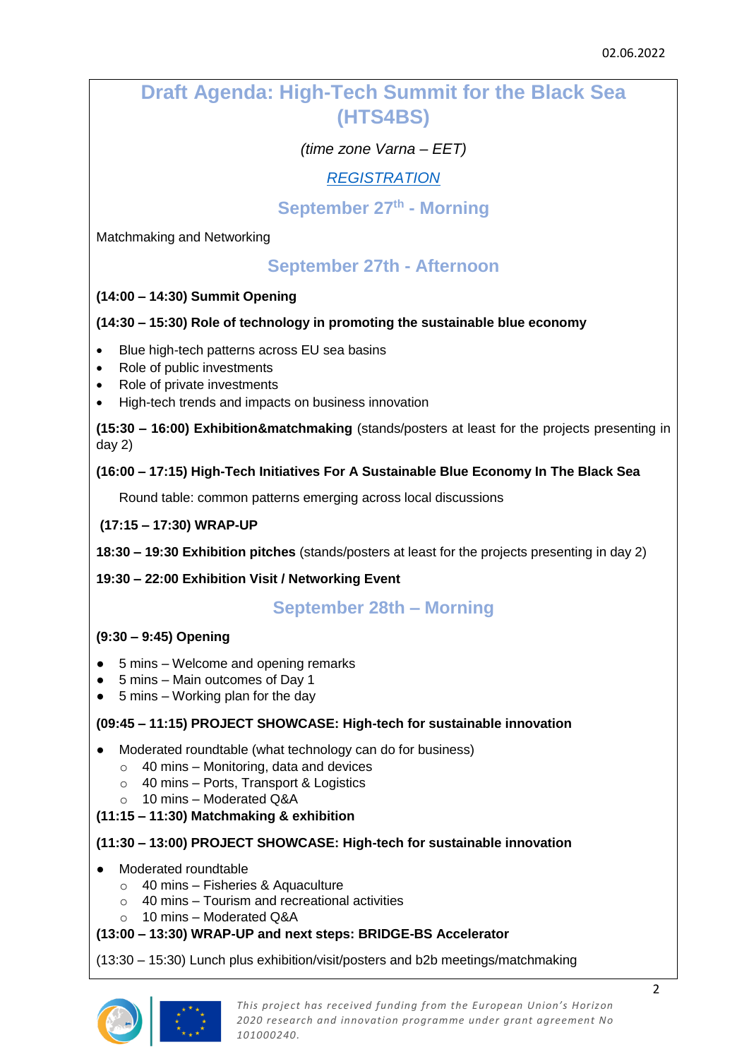02.06.2022

# Draft Agenda: High-Tech Summit for the Black Sea (HTS4BS)

*(time zone Varna – EET)*

[REGISTRATION]

## September 27th - Morning

Matchmaking and Networking

## September 27th - Afternoon

**(14:00 – 14:30) Summit Opening**

**(14:30 – 15:30) Role of technology in promoting the sustainable blue economy**

- Blue high-tech patterns across EU sea basins
- Role of public investments
- Role of private investments
- High-tech trends and impacts on business innovation

**(15:30 – 16:00) Exhibition&matchmaking** (stands/posters at least for the projects presenting in day 2)

**(16:00 – 17:15) High-Tech Initiatives For A Sustainable Blue Economy In The Black Sea**

Round table: common patterns emerging across local discussions

**(17:15 – 17:30) WRAP-UP**

**18:30 – 19:30 Exhibition pitches** (stands/posters at least for the projects presenting in day 2)

**19:30 – 22:00 Exhibition Visit / Networking Event**

## September 28th – Morning

**(9:30 – 9:45) Opening**

- 5 mins – Welcome and opening remarks
- 5 mins – Main outcomes of Day 1
- 5 mins – Working plan for the day

**(09:45 – 11:15) PROJECT SHOWCASE: High-tech for sustainable innovation**

- Moderated roundtable (what technology can do for business)
  - 40 mins – Monitoring, data and devices
  - 40 mins – Ports, Transport & Logistics
  - 10 mins – Moderated Q&A

**(11:15 – 11:30) Matchmaking & exhibition**

**(11:30 – 13:00) PROJECT SHOWCASE: High-tech for sustainable innovation**

- Moderated roundtable
  - 40 mins – Fisheries & Aquaculture
  - 40 mins – Tourism and recreational activities
  - 10 mins – Moderated Q&A

**(13:00 – 13:30) WRAP-UP and next steps: BRIDGE-BS Accelerator**

(13:30 – 15:30) Lunch plus exhibition/visit/posters and b2b meetings/matchmaking

*This project has received funding from the European Union's Horizon 2020 research and innovation programme under grant agreement No 101000240.*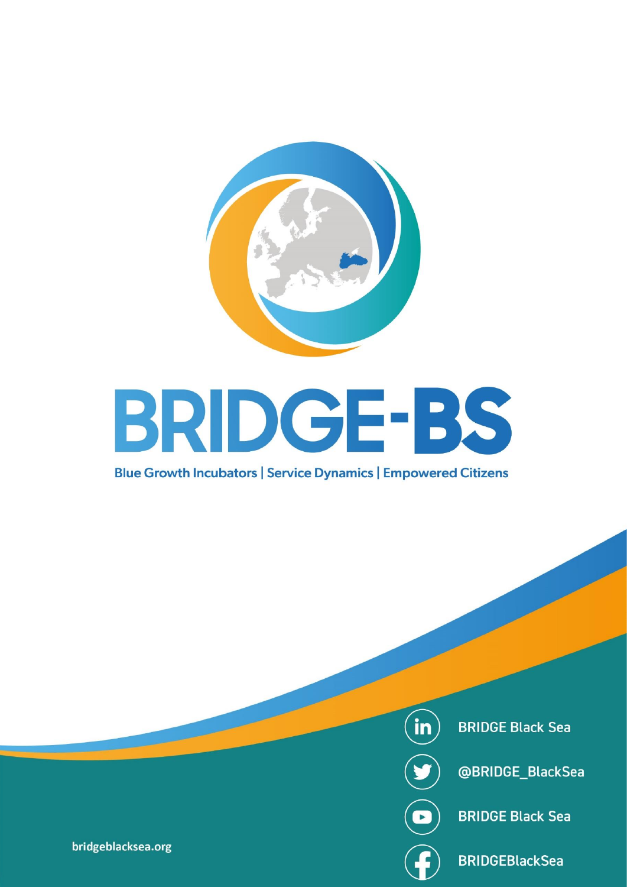# BRIDGE-BS

**Blue Growth Incubators | Service Dynamics | Empowered Citizens**

BRIDGE Black Sea

@BRIDGE_BlackSea

BRIDGE Black Sea

BRIDGEBlackSea

bridgeblacksea.org